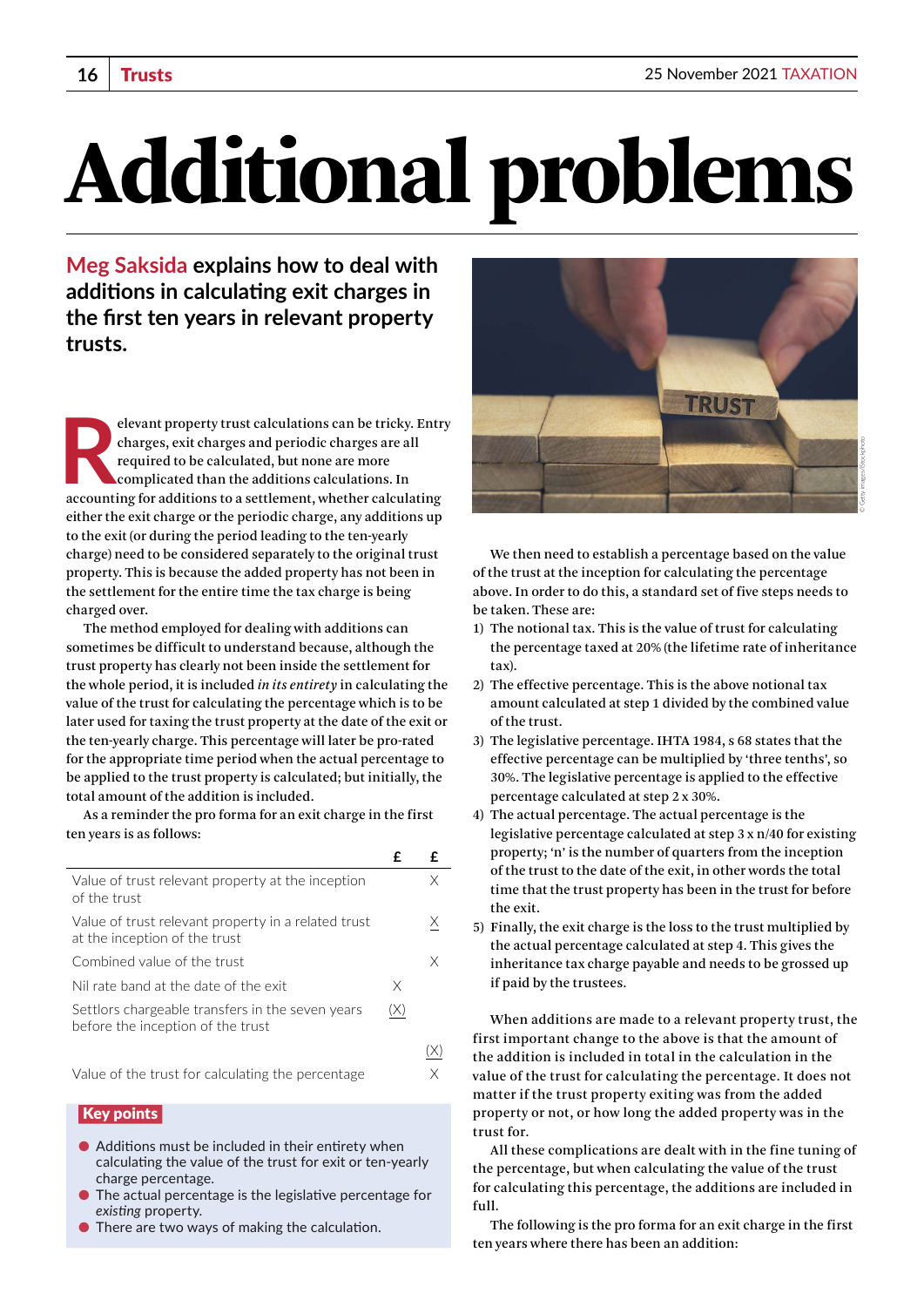# Additional problems

**Meg Saksida explains how to deal with additions in calculating exit charges in the first ten years in relevant property trusts.**

Relevant property trust calculations can be tricky. Entry charges, exit charges and periodic charges are all required to be calculated, but none are more complicated than the additions calculations. In accounting for additions to a settlement, whether calculating either the exit charge or the periodic charge, any additions up to the exit (or during the period leading to the ten-yearly charge) need to be considered separately to the original trust property. This is because the added property has not been in the settlement for the entire time the tax charge is being charged over.

The method employed for dealing with additions can sometimes be difficult to understand because, although the trust property has clearly not been in the trust for the whole period, it is included *in its entirety* in calculating the value of the trust for calculating the percentage which is to be later used for taxing the trust property at the date of the exit or the ten-yearly charge. This percentage will later be pro-rated for the appropriate time period when the actual percentage to be applied to the trust property is calculated; but initially, the total amount of the addition is included.

As a reminder the pro forma for an exit charge in the first ten years is as follows:

| | £ | £ |
|---|---|---|
| Value of trust relevant property at the inception of the trust | | X |
| Value of trust relevant property in a related trust at the inception of the trust | | X |
| Combined value of the trust | | X |
| Nil rate band at the date of the exit | X | |
| Settlors chargeable transfers in the seven years before the inception of the trust | (X) | |
| | | (X) |
| Value of the trust for calculating the percentage | | X |

**Key points**

- Additions must be included in their entirety when calculating the value of the trust for exit or ten-yearly charge percentage.
- The actual percentage is the legislative percentage for *existing* property.
- There are two ways of making the calculation.

We then need to establish a percentage based on the value of the trust at the inception for calculating the percentage above. In order to do this, a standard set of five steps needs to be taken. These are:

1) The notional tax. This is the value of trust for calculating the percentage taxed at 20% (the lifetime rate of inheritance tax).
2) The effective percentage. This is the above notional tax amount calculated at step 1 divided by the combined value of the trust.
3) The legislative percentage. IHTA 1984, s 68 states that the effective percentage can be multiplied by 'three tenths', so 30%. The legislative percentage is applied to the effective percentage calculated at step 2 x 30%.
4) The actual percentage. The actual percentage is the legislative percentage calculated at step 3 x n/40 for existing property; 'n' is the number of quarters from the inception of the trust to the date of the exit, in other words the total time that the trust property has been in the trust for before the exit.
5) Finally, the exit charge is the loss to the trust multiplied by the actual percentage calculated at step 4. This gives the inheritance tax charge payable and needs to be grossed up if paid by the trustees.

When additions are made to a relevant property trust, the first important change to the above is that the amount of the addition is included in total in the calculation in the value of the trust for calculating the percentage. It does not matter if the trust property exiting was from the added property or not, or how long the added property was in the trust for.

All these complications are dealt with in the fine tuning of the percentage, but when calculating the value of the trust for calculating this percentage, the additions are included in full.

The following is the pro forma for an exit charge in the first ten years where there has been an addition: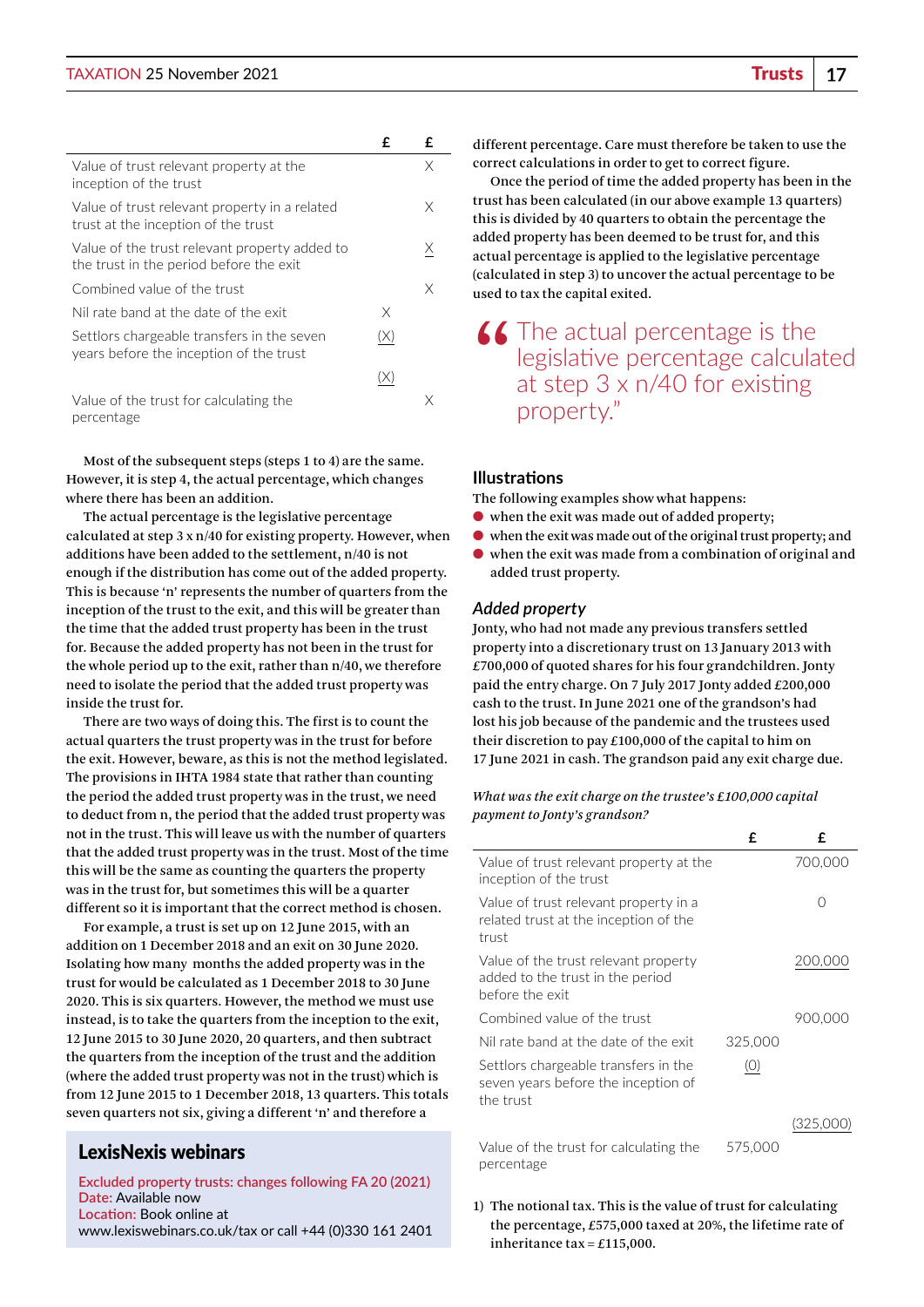| | £ | £ |
|---|---|---|
| Value of trust relevant property at the inception of the trust | | X |
| Value of trust relevant property in a related trust at the inception of the trust | | X |
| Value of the trust relevant property added to the trust in the period before the exit | | X |
| Combined value of the trust | | X |
| Nil rate band at the date of the exit | X | |
| Settlors chargeable transfers in the seven years before the inception of the trust | (X) | |
| | (X) | |
| Value of the trust for calculating the percentage | | X |

Most of the subsequent steps (steps 1 to 4) are the same. However, it is step 4, the actual percentage, which changes where there has been an addition.

The actual percentage is the legislative percentage calculated at step 3 x n/40 for existing property. However, when additions have been added to the settlement, n/40 is not enough if the distribution has come out of the added property. This is because 'n' represents the number of quarters from the inception of the trust to the exit, and this will be greater than the time that the added trust property has been in the trust for. Because the added property has not been in the trust for the whole period up to the exit, rather than n/40, we therefore need to isolate the period that the added trust property was inside the trust for.

There are two ways of doing this. The first is to count the actual quarters the trust property was in the trust for before the exit. However, beware, as this is not the method legislated. The provisions in IHTA 1984 state that rather than counting the period the added trust property was in the trust, we need to deduct from n, the period that the added trust property was not in the trust. This will leave us with the number of quarters that the added trust property was in the trust. Most of the time this will be the same as counting the quarters the property was in the trust for, but sometimes this will be a quarter different so it is important that the correct method is chosen.

For example, a trust is set up on 12 June 2015, with an addition on 1 December 2018 and an exit on 30 June 2020. Isolating how many months the added property was in the trust for would be calculated as 1 December 2018 to 30 June 2020. This is six quarters. However, the method we must use instead, is to take the quarters from the inception to the exit, 12 June 2015 to 30 June 2020, 20 quarters, and then subtract the quarters from the inception of the trust and the addition (where the added trust property was not in the trust) which is from 12 June 2015 to 1 December 2018, 13 quarters. This totals seven quarters not six, giving a different 'n' and therefore a different percentage. Care must therefore be taken to use the correct calculations in order to get to correct figure.

Once the period of time the added property has been in the trust has been calculated (in our above example 13 quarters) this is divided by 40 quarters to obtain the percentage the added property has been deemed to be trust for, and this actual percentage is applied to the legislative percentage (calculated in step 3) to uncover the actual percentage to be used to tax the capital exited.

> "The actual percentage is the legislative percentage calculated at step 3 x n/40 for existing property."

**LexisNexis webinars**

Excluded property trusts: changes following FA 20 (2021)
Date: Available now
Location: Book online at www.lexiswebinars.co.uk/tax or call +44 (0)330 161 2401

## Illustrations

The following examples show what happens:

- when the exit was made out of added property;
- when the exit was made out of the original trust property; and
- when the exit was made from a combination of original and added trust property.

### *Added property*

Jonty, who had not made any previous transfers settled property into a discretionary trust on 13 January 2013 with £700,000 of quoted shares for his four grandchildren. Jonty paid the entry charge. On 7 July 2017 Jonty added £200,000 cash to the trust. In June 2021 one of the grandson's had lost his job because of the pandemic and the trustees used their discretion to pay £100,000 of the capital to him on 17 June 2021 in cash. The grandson paid any exit charge due.

*What was the exit charge on the trustee's £100,000 capital payment to Jonty's grandson?*

| | £ | £ |
|---|---|---|
| Value of trust relevant property at the inception of the trust | | 700,000 |
| Value of trust relevant property in a related trust at the inception of the trust | | 0 |
| Value of the trust relevant property added to the trust in the period before the exit | | 200,000 |
| Combined value of the trust | | 900,000 |
| Nil rate band at the date of the exit | 325,000 | |
| Settlors chargeable transfers in the seven years before the inception of the trust | (0) | |
| | | (325,000) |
| Value of the trust for calculating the percentage | 575,000 | |

1) The notional tax. This is the value of trust for calculating the percentage, £575,000 taxed at 20%, the lifetime rate of inheritance tax = £115,000.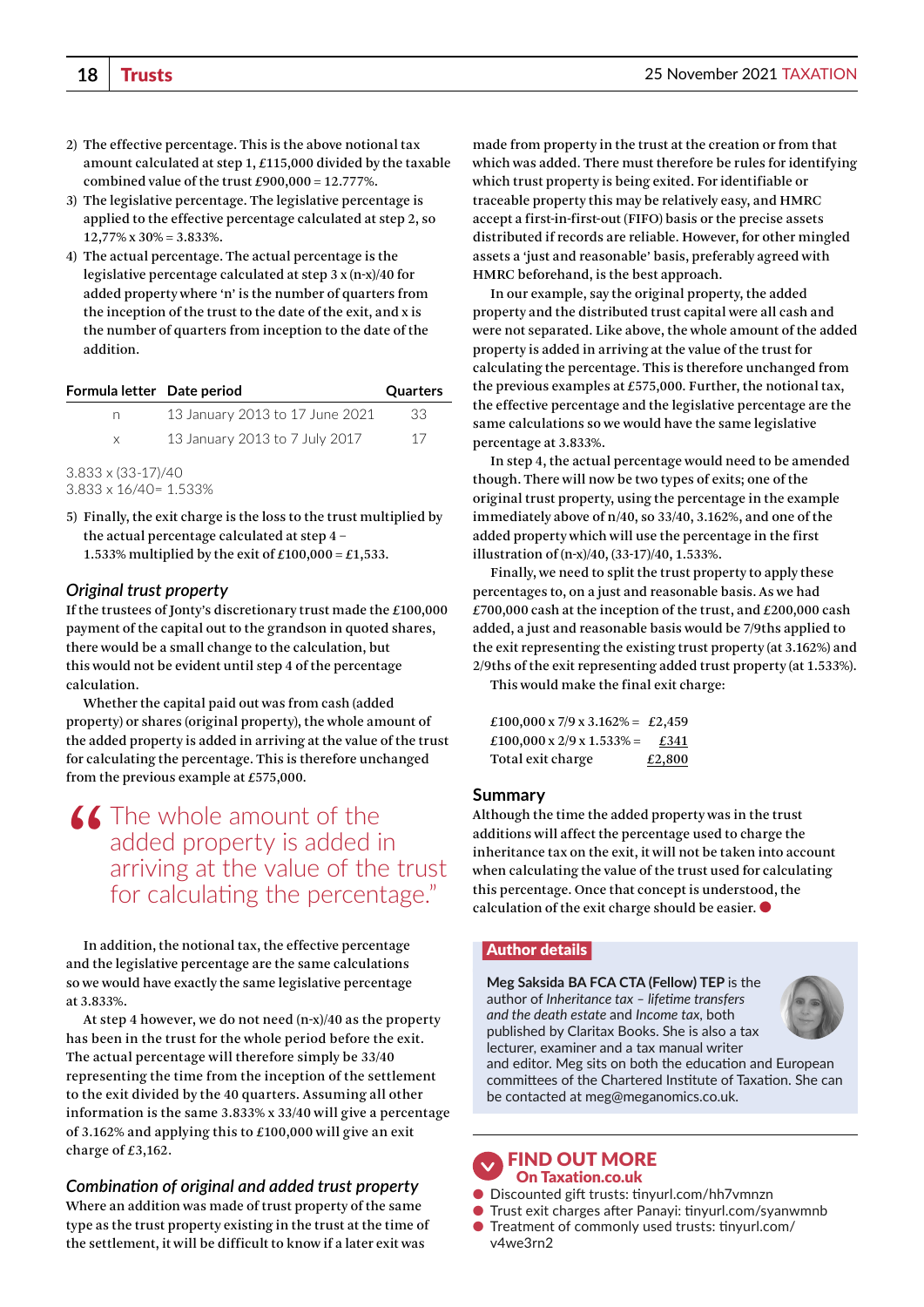2) The effective percentage. This is the above notional tax amount calculated at step 1, £115,000 divided by the taxable combined value of the trust £900,000 = 12.777%.
3) The legislative percentage. The legislative percentage is applied to the effective percentage calculated at step 2, so 12,77% x 30% = 3.833%.
4) The actual percentage. The actual percentage is the legislative percentage calculated at step 3 x (n-x)/40 for added property where 'n' is the number of quarters from the inception of the trust to the date of the exit, and x is the number of quarters from inception to the date of the addition.

| Formula letter | Date period | Quarters |
|---|---|---|
| n | 13 January 2013 to 17 June 2021 | 33 |
| x | 13 January 2013 to 7 July 2017 | 17 |

3.833 x (33-17)/40
3.833 x 16/40= 1.533%

5) Finally, the exit charge is the loss to the trust multiplied by the actual percentage calculated at step 4 – 1.533% multiplied by the exit of £100,000 = £1,533.

### *Original trust property*

If the trustees of Jonty's discretionary trust made the £100,000 payment of the capital out to the grandson in quoted shares, there would be a small change to the calculation, but this would not be evident until step 4 of the percentage calculation.

Whether the capital paid out was from cash (added property) or shares (original property), the whole amount of the added property is added in arriving at the value of the trust for calculating the percentage. This is therefore unchanged from the previous example at £575,000.

> "The whole amount of the added property is added in arriving at the value of the trust for calculating the percentage."

In addition, the notional tax, the effective percentage and the legislative percentage are the same calculations so we would have exactly the same legislative percentage at 3.833%.

At step 4 however, we do not need (n-x)/40 as the property has been in the trust for the whole period before the exit. The actual percentage will therefore simply be 33/40 representing the time from the inception of the settlement to the exit divided by the 40 quarters. Assuming all other information is the same 3.833% x 33/40 will give a percentage of 3.162% and applying this to £100,000 will give an exit charge of £3,162.

### *Combination of original and added trust property*

Where an addition was made of trust property of the same type as the trust property existing in the trust at the time of the settlement, it will be difficult to know if a later exit was made from property in the trust at the creation or from that which was added. There must therefore be rules for identifying which trust property is being exited. For identifiable or traceable property this may be relatively easy, and HMRC accept a first-in-first-out (FIFO) basis or the precise assets distributed if records are reliable. However, for other mingled assets a 'just and reasonable' basis, preferably agreed with HMRC beforehand, is the best approach.

In our example, say the original property, the added property and the distributed trust capital were all cash and were not separated. Like above, the whole amount of the added property is added in arriving at the value of the trust for calculating the percentage. This is therefore unchanged from the previous examples at £575,000. Further, the notional tax, the effective percentage and the legislative percentage are the same calculations so we would have the same legislative percentage at 3.833%.

In step 4, the actual percentage would need to be amended though. There will now be two types of exits; one of the original trust property, using the percentage in the example immediately above of n/40, so 33/40, 3.162%, and one of the added property which will use the percentage in the first illustration of (n-x)/40, (33-17)/40, 1.533%.

Finally, we need to split the trust property to apply these percentages to, on a just and reasonable basis. As we had £700,000 cash at the inception of the trust, and £200,000 cash added, a just and reasonable basis would be 7/9ths applied to the exit representing the existing trust property (at 3.162%) and 2/9ths of the exit representing added trust property (at 1.533%).

This would make the final exit charge:

| | |
|---|---|
| £100,000 x 7/9 x 3.162% = | £2,459 |
| £100,000 x 2/9 x 1.533% = | £341 |
| Total exit charge | £2,800 |

## Summary

Although the time the added property was in the trust additions will affect the percentage used to charge the inheritance tax on the exit, it will not be taken into account when calculating the value of the trust used for calculating this percentage. Once that concept is understood, the calculation of the exit charge should be easier.

**Author details**

**Meg Saksida BA FCA CTA (Fellow) TEP** is the author of *Inheritance tax – lifetime transfers and the death estate* and *Income tax*, both published by Claritax Books. She is also a tax lecturer, examiner and a tax manual writer and editor. Meg sits on both the education and European committees of the Chartered Institute of Taxation. She can be contacted at meg@meganomics.co.uk.

**FIND OUT MORE**
**On Taxation.co.uk**

- Discounted gift trusts: tinyurl.com/hh7vmnzn
- Trust exit charges after Panayi: tinyurl.com/syanwmnb
- Treatment of commonly used trusts: tinyurl.com/v4we3rn2